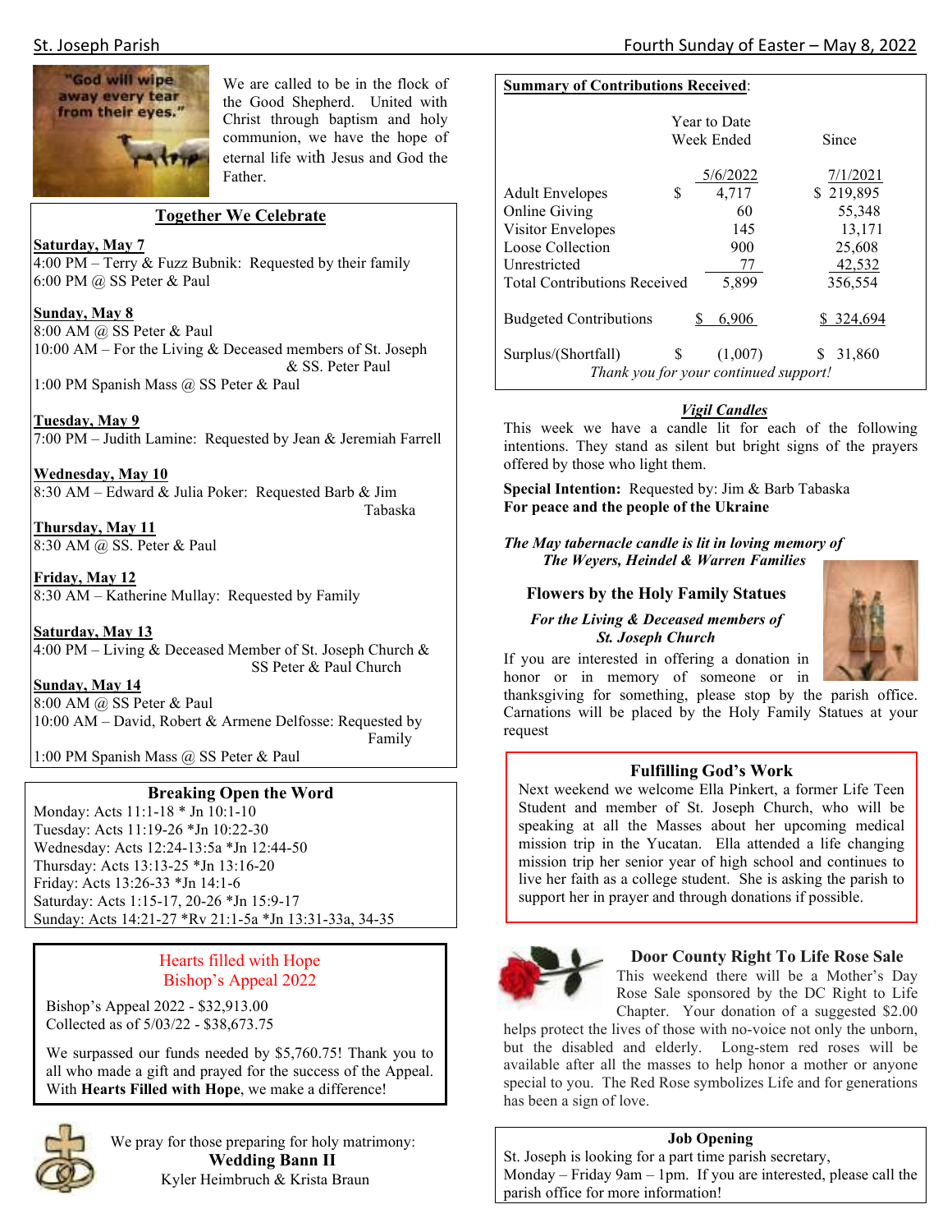"God will wipe away every tear from their eyes."

We are called to be in the flock of the Good Shepherd. United with Christ through baptism and holy communion, we have the hope of eternal life with Jesus and God the Father.

## Together We Celebrate

**Saturday, May 7**
4:00 PM – Terry & Fuzz Bubnik: Requested by their family
6:00 PM @ SS Peter & Paul

**Sunday, May 8**
8:00 AM @ SS Peter & Paul
10:00 AM – For the Living & Deceased members of St. Joseph & SS. Peter Paul
1:00 PM Spanish Mass @ SS Peter & Paul

**Tuesday, May 9**
7:00 PM – Judith Lamine: Requested by Jean & Jeremiah Farrell

**Wednesday, May 10**
8:30 AM – Edward & Julia Poker: Requested Barb & Jim Tabaska

**Thursday, May 11**
8:30 AM @ SS. Peter & Paul

**Friday, May 12**
8:30 AM – Katherine Mullay: Requested by Family

**Saturday, May 13**
4:00 PM – Living & Deceased Member of St. Joseph Church & SS Peter & Paul Church

**Sunday, May 14**
8:00 AM @ SS Peter & Paul
10:00 AM – David, Robert & Armene Delfosse: Requested by Family
1:00 PM Spanish Mass @ SS Peter & Paul

## Breaking Open the Word

Monday: Acts 11:1-18 * Jn 10:1-10
Tuesday: Acts 11:19-26 *Jn 10:22-30
Wednesday: Acts 12:24-13:5a *Jn 12:44-50
Thursday: Acts 13:13-25 *Jn 13:16-20
Friday: Acts 13:26-33 *Jn 14:1-6
Saturday: Acts 1:15-17, 20-26 *Jn 15:9-17
Sunday: Acts 14:21-27 *Rv 21:1-5a *Jn 13:31-33a, 34-35

## Hearts filled with Hope
## Bishop's Appeal 2022

Bishop's Appeal 2022 - $32,913.00
Collected as of 5/03/22 - $38,673.75

We surpassed our funds needed by $5,760.75! Thank you to all who made a gift and prayed for the success of the Appeal. With **Hearts Filled with Hope**, we make a difference!

We pray for those preparing for holy matrimony:
**Wedding Bann II**
Kyler Heimbruch & Krista Braun

**Summary of Contributions Received**:

| | Week Ended 5/6/2022 | Year to Date Since 7/1/2021 |
|---|---|---|
| Adult Envelopes | $ 4,717 | $ 219,895 |
| Online Giving | 60 | 55,348 |
| Visitor Envelopes | 145 | 13,171 |
| Loose Collection | 900 | 25,608 |
| Unrestricted | 77 | 42,532 |
| Total Contributions Received | 5,899 | 356,554 |
| Budgeted Contributions | $ 6,906 | $ 324,694 |
| Surplus/(Shortfall) | $ (1,007) | $ 31,860 |

*Thank you for your continued support!*

### *Vigil Candles*

This week we have a candle lit for each of the following intentions. They stand as silent but bright signs of the prayers offered by those who light them.

**Special Intention:** Requested by: Jim & Barb Tabaska
**For peace and the people of the Ukraine**

***The May tabernacle candle is lit in loving memory of The Weyers, Heindel & Warren Families***

### Flowers by the Holy Family Statues

***For the Living & Deceased members of St. Joseph Church***

If you are interested in offering a donation in honor or in memory of someone or in thanksgiving for something, please stop by the parish office. Carnations will be placed by the Holy Family Statues at your request

### Fulfilling God's Work

Next weekend we welcome Ella Pinkert, a former Life Teen Student and member of St. Joseph Church, who will be speaking at all the Masses about her upcoming medical mission trip in the Yucatan. Ella attended a life changing mission trip her senior year of high school and continues to live her faith as a college student. She is asking the parish to support her in prayer and through donations if possible.

### Door County Right To Life Rose Sale

This weekend there will be a Mother's Day Rose Sale sponsored by the DC Right to Life Chapter. Your donation of a suggested $2.00 helps protect the lives of those with no-voice not only the unborn, but the disabled and elderly. Long-stem red roses will be available after all the masses to help honor a mother or anyone special to you. The Red Rose symbolizes Life and for generations has been a sign of love.

### Job Opening

St. Joseph is looking for a part time parish secretary, Monday – Friday 9am – 1pm. If you are interested, please call the parish office for more information!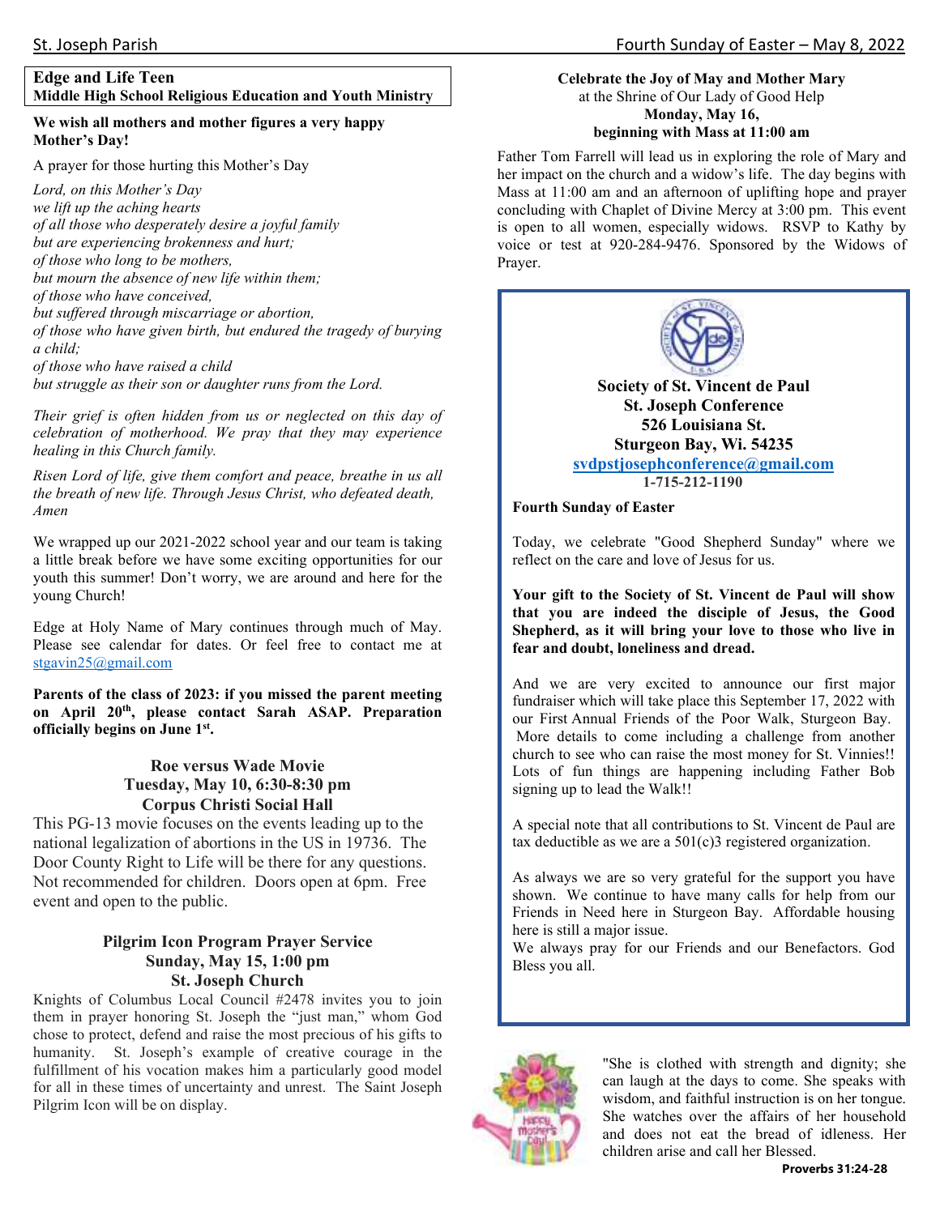## Edge and Life Teen
**Middle High School Religious Education and Youth Ministry**

**We wish all mothers and mother figures a very happy Mother's Day!**

A prayer for those hurting this Mother's Day

*Lord, on this Mother's Day*
*we lift up the aching hearts*
*of all those who desperately desire a joyful family*
*but are experiencing brokenness and hurt;*
*of those who long to be mothers,*
*but mourn the absence of new life within them;*
*of those who have conceived,*
*but suffered through miscarriage or abortion,*
*of those who have given birth, but endured the tragedy of burying a child;*
*of those who have raised a child*
*but struggle as their son or daughter runs from the Lord.*

*Their grief is often hidden from us or neglected on this day of celebration of motherhood. We pray that they may experience healing in this Church family.*

*Risen Lord of life, give them comfort and peace, breathe in us all the breath of new life. Through Jesus Christ, who defeated death, Amen*

We wrapped up our 2021-2022 school year and our team is taking a little break before we have some exciting opportunities for our youth this summer! Don't worry, we are around and here for the young Church!

Edge at Holy Name of Mary continues through much of May. Please see calendar for dates. Or feel free to contact me at stgavin25@gmail.com

**Parents of the class of 2023: if you missed the parent meeting on April 20th, please contact Sarah ASAP. Preparation officially begins on June 1st.**

### Roe versus Wade Movie
**Tuesday, May 10, 6:30-8:30 pm**
**Corpus Christi Social Hall**

This PG-13 movie focuses on the events leading up to the national legalization of abortions in the US in 19736. The Door County Right to Life will be there for any questions. Not recommended for children. Doors open at 6pm. Free event and open to the public.

### Pilgrim Icon Program Prayer Service
**Sunday, May 15, 1:00 pm**
**St. Joseph Church**

Knights of Columbus Local Council #2478 invites you to join them in prayer honoring St. Joseph the "just man," whom God chose to protect, defend and raise the most precious of his gifts to humanity. St. Joseph's example of creative courage in the fulfillment of his vocation makes him a particularly good model for all in these times of uncertainty and unrest. The Saint Joseph Pilgrim Icon will be on display.

### Celebrate the Joy of May and Mother Mary
at the Shrine of Our Lady of Good Help
**Monday, May 16,**
**beginning with Mass at 11:00 am**

Father Tom Farrell will lead us in exploring the role of Mary and her impact on the church and a widow's life. The day begins with Mass at 11:00 am and an afternoon of uplifting hope and prayer concluding with Chaplet of Divine Mercy at 3:00 pm. This event is open to all women, especially widows. RSVP to Kathy by voice or test at 920-284-9476. Sponsored by the Widows of Prayer.

**Society of St. Vincent de Paul**
**St. Joseph Conference**
**526 Louisiana St.**
**Sturgeon Bay, Wi. 54235**
**svdpstjosephconference@gmail.com**
**1-715-212-1190**

**Fourth Sunday of Easter**

Today, we celebrate "Good Shepherd Sunday" where we reflect on the care and love of Jesus for us.

**Your gift to the Society of St. Vincent de Paul will show that you are indeed the disciple of Jesus, the Good Shepherd, as it will bring your love to those who live in fear and doubt, loneliness and dread.**

And we are very excited to announce our first major fundraiser which will take place this September 17, 2022 with our First Annual Friends of the Poor Walk, Sturgeon Bay. More details to come including a challenge from another church to see who can raise the most money for St. Vinnies!! Lots of fun things are happening including Father Bob signing up to lead the Walk!!

A special note that all contributions to St. Vincent de Paul are tax deductible as we are a 501(c)3 registered organization.

As always we are so very grateful for the support you have shown. We continue to have many calls for help from our Friends in Need here in Sturgeon Bay. Affordable housing here is still a major issue.
We always pray for our Friends and our Benefactors. God Bless you all.

"She is clothed with strength and dignity; she can laugh at the days to come. She speaks with wisdom, and faithful instruction is on her tongue. She watches over the affairs of her household and does not eat the bread of idleness. Her children arise and call her Blessed.

**Proverbs 31:24-28**